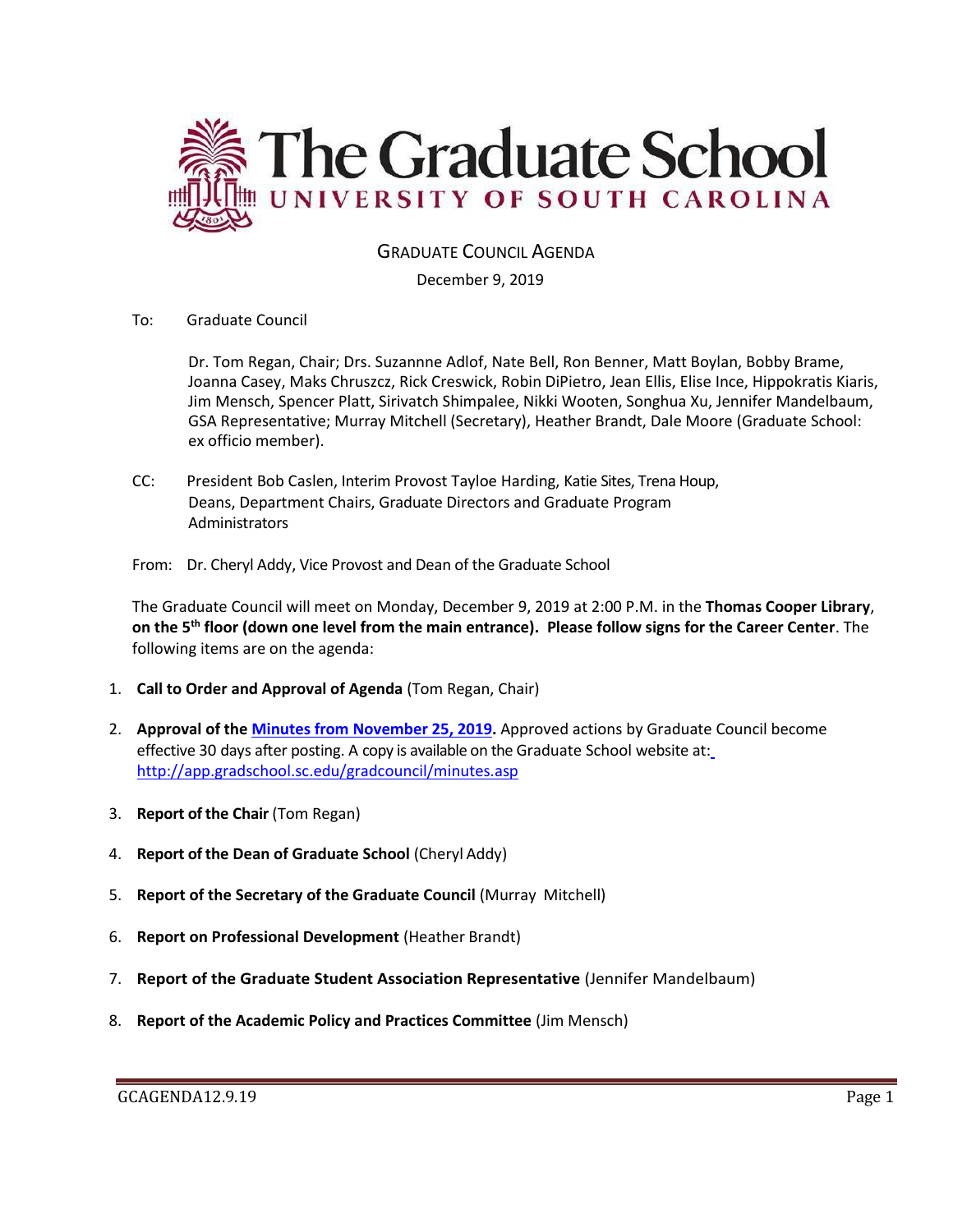# The Graduate School
UNIVERSITY OF SOUTH CAROLINA

## GRADUATE COUNCIL AGENDA

December 9, 2019

To: Graduate Council

Dr. Tom Regan, Chair; Drs. Suzannne Adlof, Nate Bell, Ron Benner, Matt Boylan, Bobby Brame, Joanna Casey, Maks Chruszcz, Rick Creswick, Robin DiPietro, Jean Ellis, Elise Ince, Hippokratis Kiaris, Jim Mensch, Spencer Platt, Sirivatch Shimpalee, Nikki Wooten, Songhua Xu, Jennifer Mandelbaum, GSA Representative; Murray Mitchell (Secretary), Heather Brandt, Dale Moore (Graduate School: ex officio member).

CC: President Bob Caslen, Interim Provost Tayloe Harding, Katie Sites, Trena Houp, Deans, Department Chairs, Graduate Directors and Graduate Program Administrators

From: Dr. Cheryl Addy, Vice Provost and Dean of the Graduate School

The Graduate Council will meet on Monday, December 9, 2019 at 2:00 P.M. in the **Thomas Cooper Library**, **on the 5th floor (down one level from the main entrance). Please follow signs for the Career Center**. The following items are on the agenda:

1. **Call to Order and Approval of Agenda** (Tom Regan, Chair)
2. **Approval of the [Minutes from November 25, 2019](http://app.gradschool.sc.edu/gradcouncil/minutes.asp).** Approved actions by Graduate Council become effective 30 days after posting. A copy is available on the Graduate School website at: http://app.gradschool.sc.edu/gradcouncil/minutes.asp
3. **Report of the Chair** (Tom Regan)
4. **Report of the Dean of Graduate School** (Cheryl Addy)
5. **Report of the Secretary of the Graduate Council** (Murray Mitchell)
6. **Report on Professional Development** (Heather Brandt)
7. **Report of the Graduate Student Association Representative** (Jennifer Mandelbaum)
8. **Report of the Academic Policy and Practices Committee** (Jim Mensch)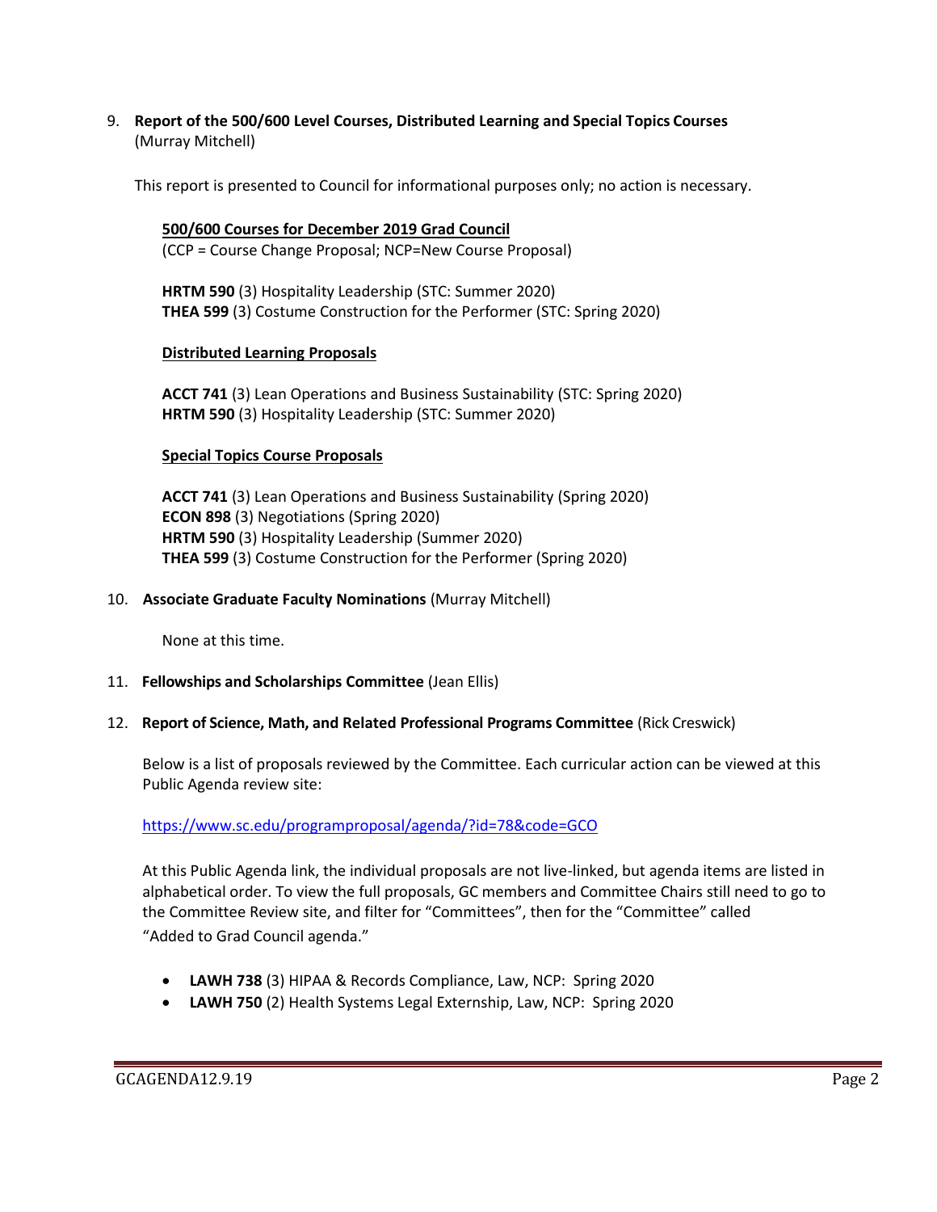9. **Report of the 500/600 Level Courses, Distributed Learning and Special Topics Courses** (Murray Mitchell)

This report is presented to Council for informational purposes only; no action is necessary.

**500/600 Courses for December 2019 Grad Council**
(CCP = Course Change Proposal; NCP=New Course Proposal)

**HRTM 590** (3) Hospitality Leadership (STC: Summer 2020)
**THEA 599** (3) Costume Construction for the Performer (STC: Spring 2020)

**Distributed Learning Proposals**

**ACCT 741** (3) Lean Operations and Business Sustainability (STC: Spring 2020)
**HRTM 590** (3) Hospitality Leadership (STC: Summer 2020)

**Special Topics Course Proposals**

**ACCT 741** (3) Lean Operations and Business Sustainability (Spring 2020)
**ECON 898** (3) Negotiations (Spring 2020)
**HRTM 590** (3) Hospitality Leadership (Summer 2020)
**THEA 599** (3) Costume Construction for the Performer (Spring 2020)

10. **Associate Graduate Faculty Nominations** (Murray Mitchell)

None at this time.

11. **Fellowships and Scholarships Committee** (Jean Ellis)

12. **Report of Science, Math, and Related Professional Programs Committee** (Rick Creswick)

Below is a list of proposals reviewed by the Committee. Each curricular action can be viewed at this Public Agenda review site:

https://www.sc.edu/programproposal/agenda/?id=78&code=GCO

At this Public Agenda link, the individual proposals are not live-linked, but agenda items are listed in alphabetical order. To view the full proposals, GC members and Committee Chairs still need to go to the Committee Review site, and filter for "Committees", then for the "Committee" called "Added to Grad Council agenda."

- **LAWH 738** (3) HIPAA & Records Compliance, Law, NCP: Spring 2020
- **LAWH 750** (2) Health Systems Legal Externship, Law, NCP: Spring 2020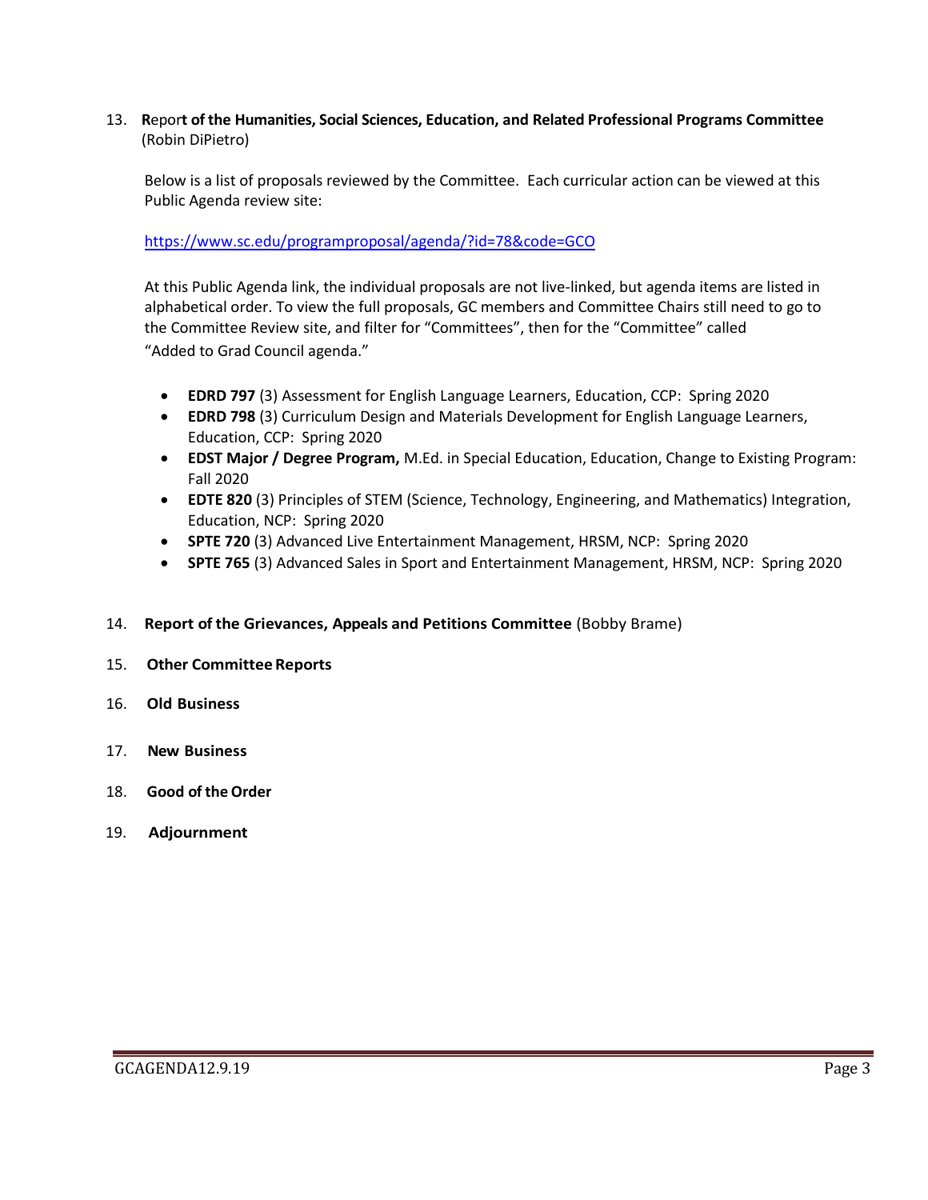13. **Report of the Humanities, Social Sciences, Education, and Related Professional Programs Committee** (Robin DiPietro)

Below is a list of proposals reviewed by the Committee. Each curricular action can be viewed at this Public Agenda review site:

https://www.sc.edu/programproposal/agenda/?id=78&code=GCO

At this Public Agenda link, the individual proposals are not live-linked, but agenda items are listed in alphabetical order. To view the full proposals, GC members and Committee Chairs still need to go to the Committee Review site, and filter for "Committees", then for the "Committee" called "Added to Grad Council agenda."

- **EDRD 797** (3) Assessment for English Language Learners, Education, CCP: Spring 2020
- **EDRD 798** (3) Curriculum Design and Materials Development for English Language Learners, Education, CCP: Spring 2020
- **EDST Major / Degree Program,** M.Ed. in Special Education, Education, Change to Existing Program: Fall 2020
- **EDTE 820** (3) Principles of STEM (Science, Technology, Engineering, and Mathematics) Integration, Education, NCP: Spring 2020
- **SPTE 720** (3) Advanced Live Entertainment Management, HRSM, NCP: Spring 2020
- **SPTE 765** (3) Advanced Sales in Sport and Entertainment Management, HRSM, NCP: Spring 2020

14. **Report of the Grievances, Appeals and Petitions Committee** (Bobby Brame)

15. **Other Committee Reports**

16. **Old Business**

17. **New Business**

18. **Good of the Order**

19. **Adjournment**